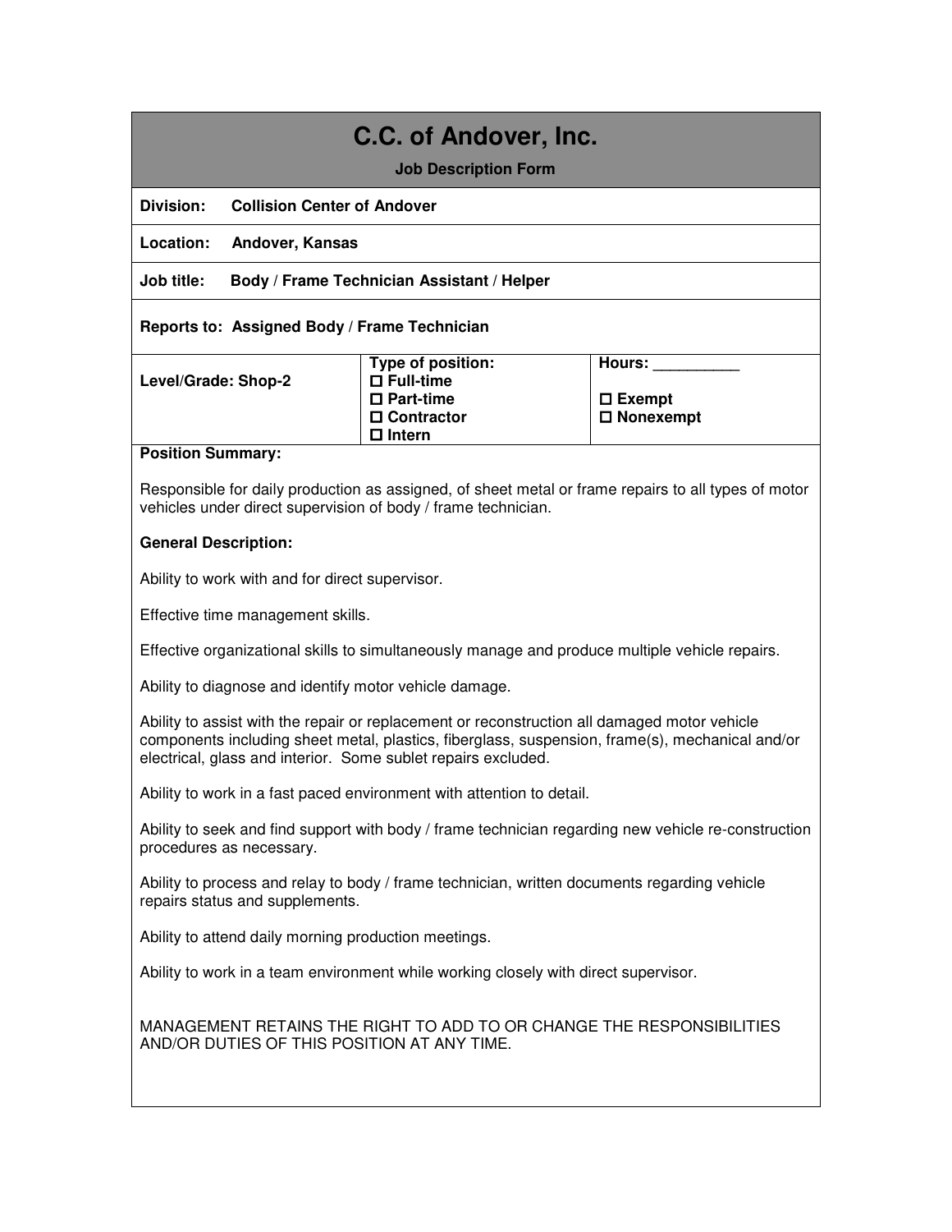# C.C. of Andover, Inc.

**Job Description Form**

**Division:** **Collision Center of Andover**

**Location:** **Andover, Kansas**

**Job title:** **Body / Frame Technician Assistant / Helper**

**Reports to:** **Assigned Body / Frame Technician**

| **Level/Grade: Shop-2** | **Type of position:**<br>☐ **Full-time**<br>☐ **Part-time**<br>☐ **Contractor**<br>☐ **Intern** | **Hours: __________**<br><br>☐ **Exempt**<br>☐ **Nonexempt** |
|---|---|---|

**Position Summary:**

Responsible for daily production as assigned, of sheet metal or frame repairs to all types of motor vehicles under direct supervision of body / frame technician.

**General Description:**

Ability to work with and for direct supervisor.

Effective time management skills.

Effective organizational skills to simultaneously manage and produce multiple vehicle repairs.

Ability to diagnose and identify motor vehicle damage.

Ability to assist with the repair or replacement or reconstruction all damaged motor vehicle components including sheet metal, plastics, fiberglass, suspension, frame(s), mechanical and/or electrical, glass and interior. Some sublet repairs excluded.

Ability to work in a fast paced environment with attention to detail.

Ability to seek and find support with body / frame technician regarding new vehicle re-construction procedures as necessary.

Ability to process and relay to body / frame technician, written documents regarding vehicle repairs status and supplements.

Ability to attend daily morning production meetings.

Ability to work in a team environment while working closely with direct supervisor.

MANAGEMENT RETAINS THE RIGHT TO ADD TO OR CHANGE THE RESPONSIBILITIES AND/OR DUTIES OF THIS POSITION AT ANY TIME.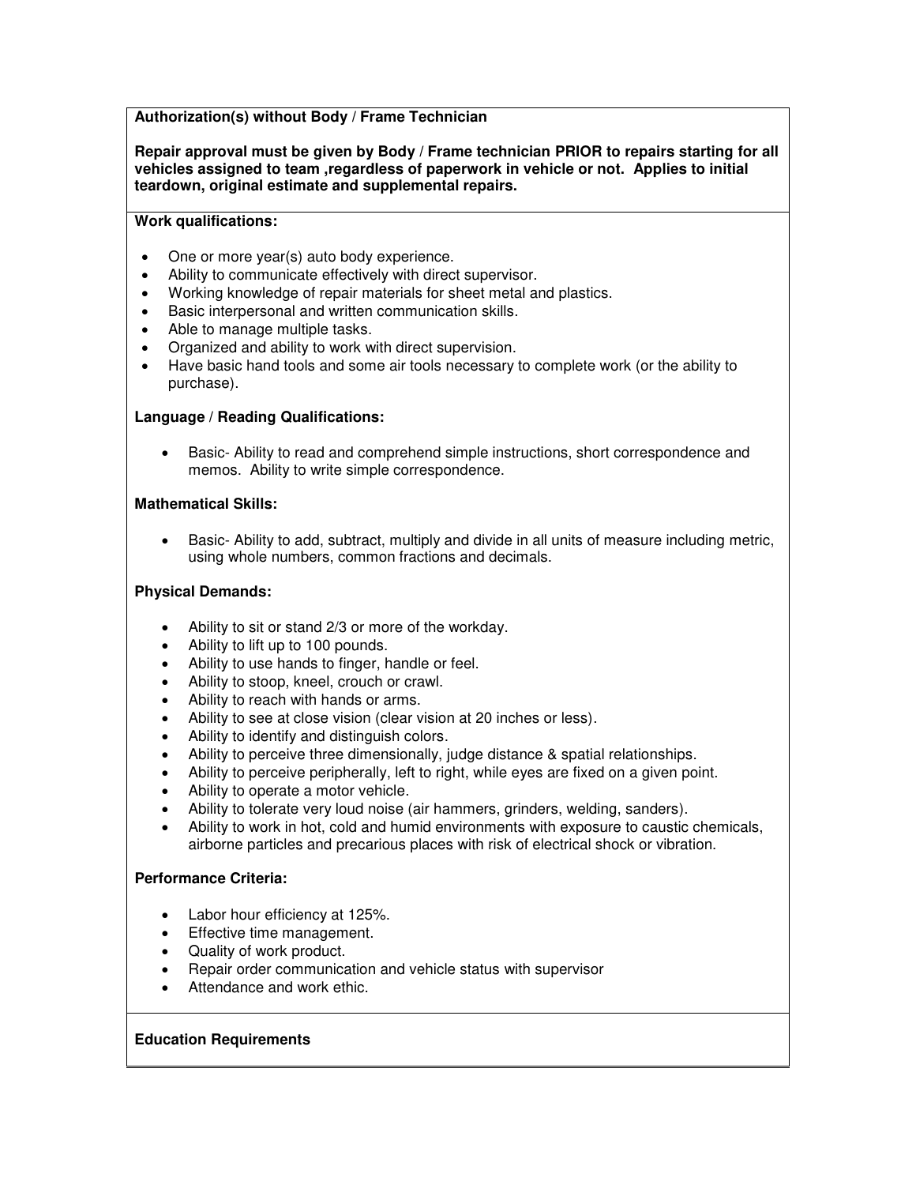**Authorization(s) without Body / Frame Technician**

**Repair approval must be given by Body / Frame technician PRIOR to repairs starting for all vehicles assigned to team ,regardless of paperwork in vehicle or not. Applies to initial teardown, original estimate and supplemental repairs.**

**Work qualifications:**

- One or more year(s) auto body experience.
- Ability to communicate effectively with direct supervisor.
- Working knowledge of repair materials for sheet metal and plastics.
- Basic interpersonal and written communication skills.
- Able to manage multiple tasks.
- Organized and ability to work with direct supervision.
- Have basic hand tools and some air tools necessary to complete work (or the ability to purchase).

**Language / Reading Qualifications:**

- Basic- Ability to read and comprehend simple instructions, short correspondence and memos. Ability to write simple correspondence.

**Mathematical Skills:**

- Basic- Ability to add, subtract, multiply and divide in all units of measure including metric, using whole numbers, common fractions and decimals.

**Physical Demands:**

- Ability to sit or stand 2/3 or more of the workday.
- Ability to lift up to 100 pounds.
- Ability to use hands to finger, handle or feel.
- Ability to stoop, kneel, crouch or crawl.
- Ability to reach with hands or arms.
- Ability to see at close vision (clear vision at 20 inches or less).
- Ability to identify and distinguish colors.
- Ability to perceive three dimensionally, judge distance & spatial relationships.
- Ability to perceive peripherally, left to right, while eyes are fixed on a given point.
- Ability to operate a motor vehicle.
- Ability to tolerate very loud noise (air hammers, grinders, welding, sanders).
- Ability to work in hot, cold and humid environments with exposure to caustic chemicals, airborne particles and precarious places with risk of electrical shock or vibration.

**Performance Criteria:**

- Labor hour efficiency at 125%.
- Effective time management.
- Quality of work product.
- Repair order communication and vehicle status with supervisor
- Attendance and work ethic.

**Education Requirements**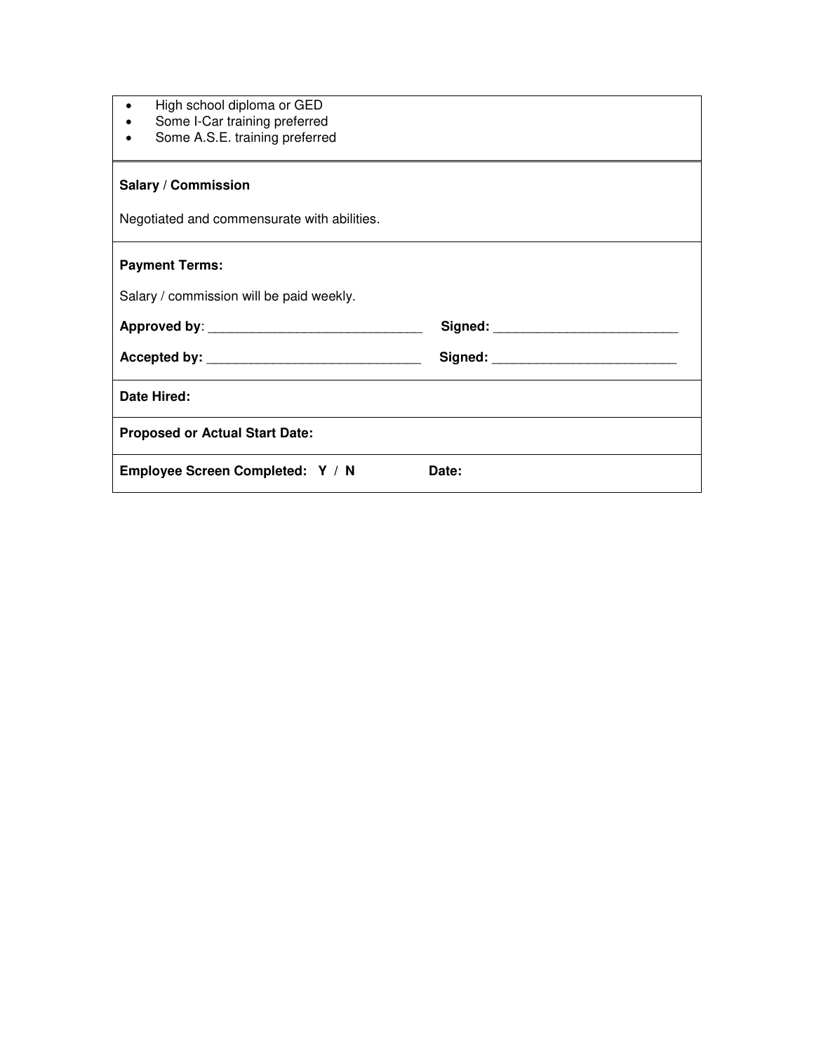- High school diploma or GED
- Some I-Car training preferred
- Some A.S.E. training preferred

**Salary / Commission**

Negotiated and commensurate with abilities.

**Payment Terms:**

Salary / commission will be paid weekly.

**Approved by**: ____________________________ **Signed:** ________________________

**Accepted by:** ____________________________ **Signed:** ________________________

**Date Hired:**

**Proposed or Actual Start Date:**

**Employee Screen Completed: Y / N** **Date:**